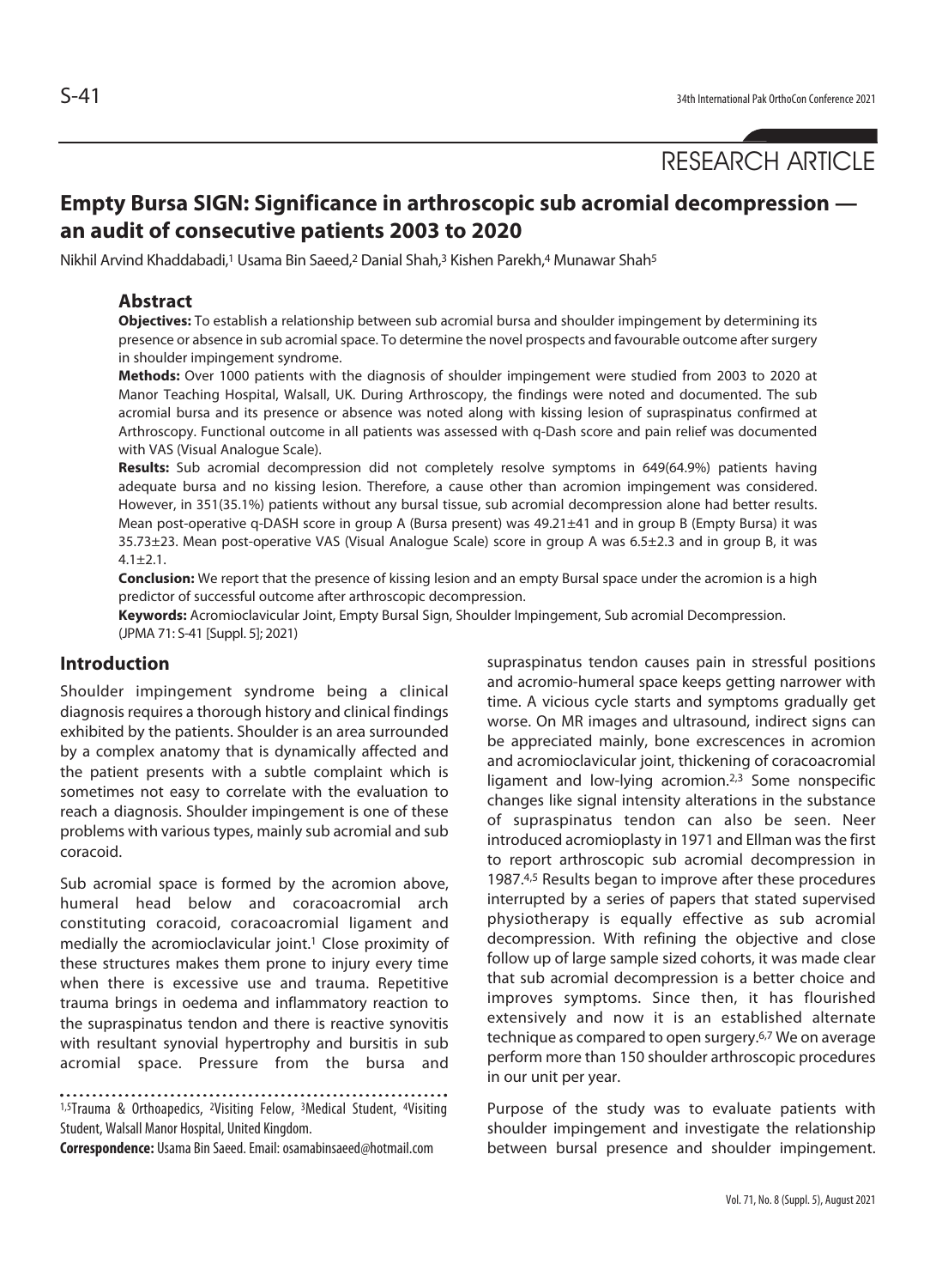RESEARCH ARTICLE

# Empty Bursa SIGN: Significance in arthroscopic sub acromial decompression — an audit of consecutive patients 2003 to 2020

Nikhil Arvind Khaddabadi,[1] Usama Bin Saeed,[2] Danial Shah,[3] Kishen Parekh,[4] Munawar Shah[5]

## Abstract

**Objectives:** To establish a relationship between sub acromial bursa and shoulder impingement by determining its presence or absence in sub acromial space. To determine the novel prospects and favourable outcome after surgery in shoulder impingement syndrome.

**Methods:** Over 1000 patients with the diagnosis of shoulder impingement were studied from 2003 to 2020 at Manor Teaching Hospital, Walsall, UK. During Arthroscopy, the findings were noted and documented. The sub acromial bursa and its presence or absence was noted along with kissing lesion of supraspinatus confirmed at Arthroscopy. Functional outcome in all patients was assessed with q-Dash score and pain relief was documented with VAS (Visual Analogue Scale).

**Results:** Sub acromial decompression did not completely resolve symptoms in 649(64.9%) patients having adequate bursa and no kissing lesion. Therefore, a cause other than acromion impingement was considered. However, in 351(35.1%) patients without any bursal tissue, sub acromial decompression alone had better results. Mean post-operative q-DASH score in group A (Bursa present) was 49.21±41 and in group B (Empty Bursa) it was 35.73±23. Mean post-operative VAS (Visual Analogue Scale) score in group A was 6.5±2.3 and in group B, it was 4.1±2.1.

**Conclusion:** We report that the presence of kissing lesion and an empty Bursal space under the acromion is a high predictor of successful outcome after arthroscopic decompression.

**Keywords:** Acromioclavicular Joint, Empty Bursal Sign, Shoulder Impingement, Sub acromial Decompression.

(JPMA 71: S-41 [Suppl. 5]; 2021)

## Introduction

Shoulder impingement syndrome being a clinical diagnosis requires a thorough history and clinical findings exhibited by the patients. Shoulder is an area surrounded by a complex anatomy that is dynamically affected and the patient presents with a subtle complaint which is sometimes not easy to correlate with the evaluation to reach a diagnosis. Shoulder impingement is one of these problems with various types, mainly sub acromial and sub coracoid.

Sub acromial space is formed by the acromion above, humeral head below and coracoacromial arch constituting coracoid, coracoacromial ligament and medially the acromioclavicular joint.[1] Close proximity of these structures makes them prone to injury every time when there is excessive use and trauma. Repetitive trauma brings in oedema and inflammatory reaction to the supraspinatus tendon and there is reactive synovitis with resultant synovial hypertrophy and bursitis in sub acromial space. Pressure from the bursa and supraspinatus tendon causes pain in stressful positions and acromio-humeral space keeps getting narrower with time. A vicious cycle starts and symptoms gradually get worse. On MR images and ultrasound, indirect signs can be appreciated mainly, bone excrescences in acromion and acromioclavicular joint, thickening of coracoacromial ligament and low-lying acromion.[2,3] Some nonspecific changes like signal intensity alterations in the substance of supraspinatus tendon can also be seen. Neer introduced acromioplasty in 1971 and Ellman was the first to report arthroscopic sub acromial decompression in 1987.[4,5] Results began to improve after these procedures interrupted by a series of papers that stated supervised physiotherapy is equally effective as sub acromial decompression. With refining the objective and close follow up of large sample sized cohorts, it was made clear that sub acromial decompression is a better choice and improves symptoms. Since then, it has flourished extensively and now it is an established alternate technique as compared to open surgery.[6,7] We on average perform more than 150 shoulder arthroscopic procedures in our unit per year.

Purpose of the study was to evaluate patients with shoulder impingement and investigate the relationship between bursal presence and shoulder impingement.

---

[1,5]Trauma & Orthoapedics, [2]Visiting Felow, [3]Medical Student, [4]Visiting Student, Walsall Manor Hospital, United Kingdom.

**Correspondence:** Usama Bin Saeed. Email: osamabinsaeed@hotmail.com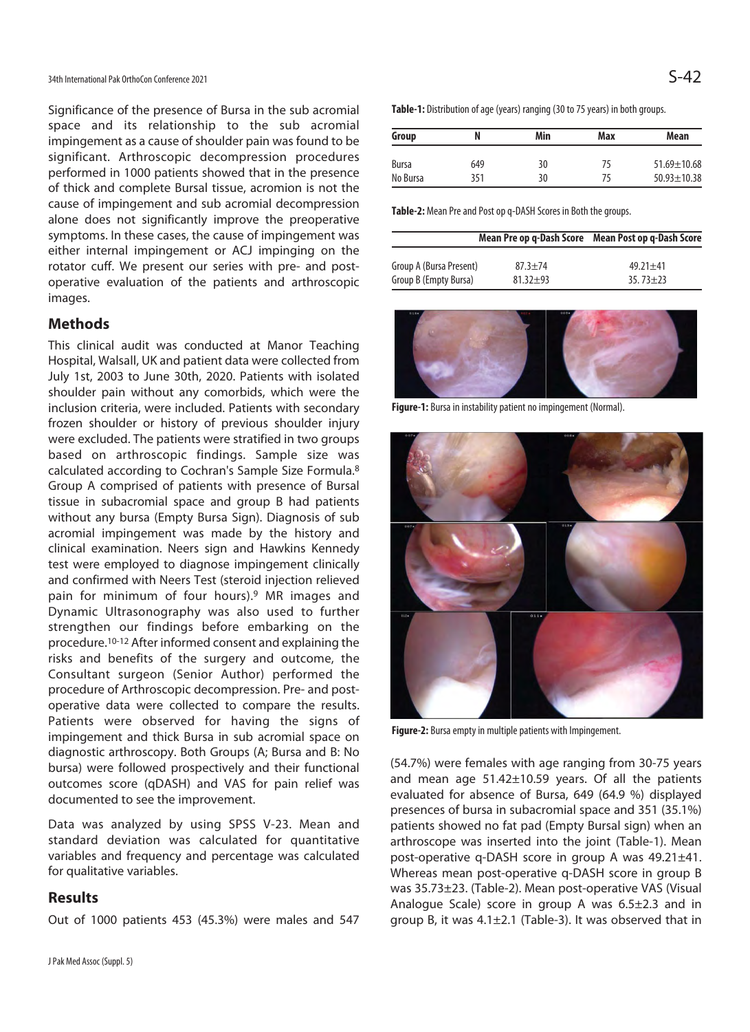Significance of the presence of Bursa in the sub acromial space and its relationship to the sub acromial impingement as a cause of shoulder pain was found to be significant. Arthroscopic decompression procedures performed in 1000 patients showed that in the presence of thick and complete Bursal tissue, acromion is not the cause of impingement and sub acromial decompression alone does not significantly improve the preoperative symptoms. In these cases, the cause of impingement was either internal impingement or ACJ impinging on the rotator cuff. We present our series with pre- and post-operative evaluation of the patients and arthroscopic images.

## Methods

This clinical audit was conducted at Manor Teaching Hospital, Walsall, UK and patient data were collected from July 1st, 2003 to June 30th, 2020. Patients with isolated shoulder pain without any comorbids, which were the inclusion criteria, were included. Patients with secondary frozen shoulder or history of previous shoulder injury were excluded. The patients were stratified in two groups based on arthroscopic findings. Sample size was calculated according to Cochran's Sample Size Formula.[8] Group A comprised of patients with presence of Bursal tissue in subacromial space and group B had patients without any bursa (Empty Bursa Sign). Diagnosis of sub acromial impingement was made by the history and clinical examination. Neers sign and Hawkins Kennedy test were employed to diagnose impingement clinically and confirmed with Neers Test (steroid injection relieved pain for minimum of four hours).[9] MR images and Dynamic Ultrasonography was also used to further strengthen our findings before embarking on the procedure.[10-12] After informed consent and explaining the risks and benefits of the surgery and outcome, the Consultant surgeon (Senior Author) performed the procedure of Arthroscopic decompression. Pre- and post-operative data were collected to compare the results. Patients were observed for having the signs of impingement and thick Bursa in sub acromial space on diagnostic arthroscopy. Both Groups (A; Bursa and B: No bursa) were followed prospectively and their functional outcomes score (qDASH) and VAS for pain relief was documented to see the improvement.

Data was analyzed by using SPSS V-23. Mean and standard deviation was calculated for quantitative variables and frequency and percentage was calculated for qualitative variables.

## Results

Out of 1000 patients 453 (45.3%) were males and 547 (54.7%) were females with age ranging from 30-75 years and mean age 51.42±10.59 years. Of all the patients evaluated for absence of Bursa, 649 (64.9 %) displayed presences of bursa in subacromial space and 351 (35.1%) patients showed no fat pad (Empty Bursal sign) when an arthroscope was inserted into the joint (Table-1). Mean post-operative q-DASH score in group A was 49.21±41. Whereas mean post-operative q-DASH score in group B was 35.73±23. (Table-2). Mean post-operative VAS (Visual Analogue Scale) score in group A was 6.5±2.3 and in group B, it was 4.1±2.1 (Table-3). It was observed that in

**Table-1:** Distribution of age (years) ranging (30 to 75 years) in both groups.

| Group | N | Min | Max | Mean |
|---|---|---|---|---|
| Bursa | 649 | 30 | 75 | 51.69±10.68 |
| No Bursa | 351 | 30 | 75 | 50.93±10.38 |

**Table-2:** Mean Pre and Post op q-DASH Scores in Both the groups.

| | Mean Pre op q-Dash Score | Mean Post op q-Dash Score |
|---|---|---|
| Group A (Bursa Present) | 87.3±74 | 49.21±41 |
| Group B (Empty Bursa) | 81.32±93 | 35. 73±23 |

**Figure-1:** Bursa in instability patient no impingement (Normal).

**Figure-2:** Bursa empty in multiple patients with Impingement.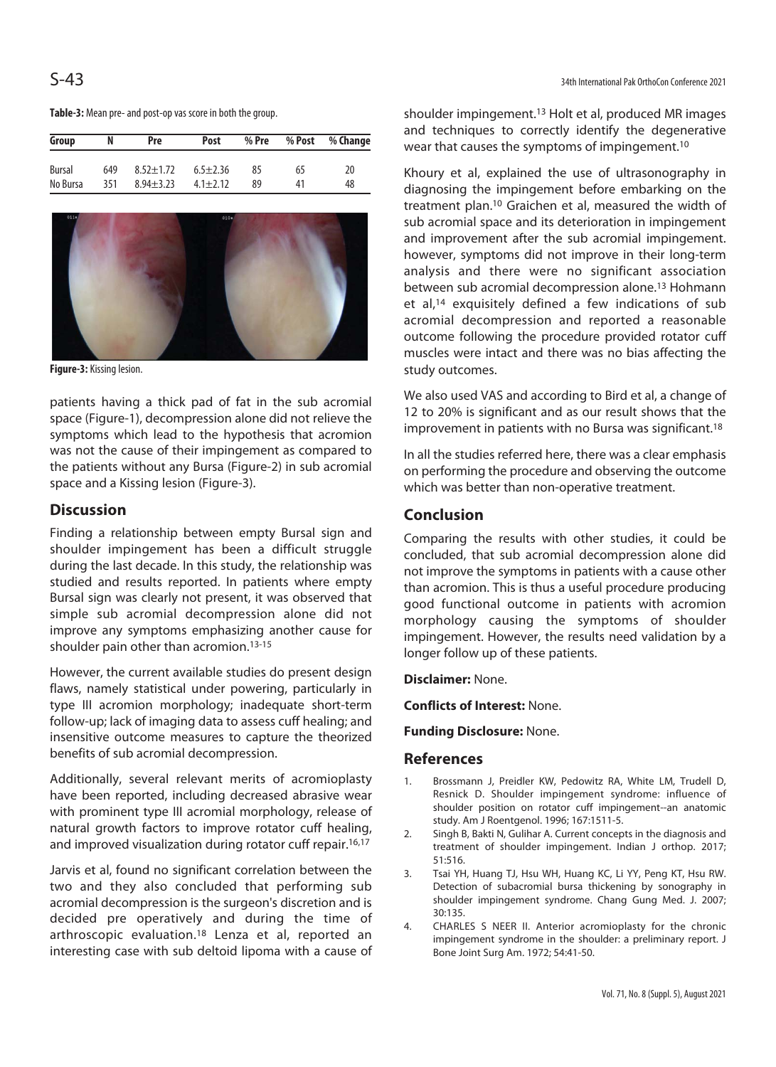**Table-3:** Mean pre- and post-op vas score in both the group.

| Group | N | Pre | Post | % Pre | % Post | % Change |
|---|---|---|---|---|---|---|
| Bursal | 649 | 8.52±1.72 | 6.5±2.36 | 85 | 65 | 20 |
| No Bursa | 351 | 8.94±3.23 | 4.1±2.12 | 89 | 41 | 48 |

**Figure-3:** Kissing lesion.

patients having a thick pad of fat in the sub acromial space (Figure-1), decompression alone did not relieve the symptoms which lead to the hypothesis that acromion was not the cause of their impingement as compared to the patients without any Bursa (Figure-2) in sub acromial space and a Kissing lesion (Figure-3).

## Discussion

Finding a relationship between empty Bursal sign and shoulder impingement has been a difficult struggle during the last decade. In this study, the relationship was studied and results reported. In patients where empty Bursal sign was clearly not present, it was observed that simple sub acromial decompression alone did not improve any symptoms emphasizing another cause for shoulder pain other than acromion.[13-15]

However, the current available studies do present design flaws, namely statistical under powering, particularly in type III acromion morphology; inadequate short-term follow-up; lack of imaging data to assess cuff healing; and insensitive outcome measures to capture the theorized benefits of sub acromial decompression.

Additionally, several relevant merits of acromioplasty have been reported, including decreased abrasive wear with prominent type III acromial morphology, release of natural growth factors to improve rotator cuff healing, and improved visualization during rotator cuff repair.[16,17]

Jarvis et al, found no significant correlation between the two and they also concluded that performing sub acromial decompression is the surgeon's discretion and is decided pre operatively and during the time of arthroscopic evaluation.[18] Lenza et al, reported an interesting case with sub deltoid lipoma with a cause of shoulder impingement.[13] Holt et al, produced MR images and techniques to correctly identify the degenerative wear that causes the symptoms of impingement.[10]

Khoury et al, explained the use of ultrasonography in diagnosing the impingement before embarking on the treatment plan.[10] Graichen et al, measured the width of sub acromial space and its deterioration in impingement and improvement after the sub acromial impingement. however, symptoms did not improve in their long-term analysis and there were no significant association between sub acromial decompression alone.[13] Hohmann et al,[14] exquisitely defined a few indications of sub acromial decompression and reported a reasonable outcome following the procedure provided rotator cuff muscles were intact and there was no bias affecting the study outcomes.

We also used VAS and according to Bird et al, a change of 12 to 20% is significant and as our result shows that the improvement in patients with no Bursa was significant.[18]

In all the studies referred here, there was a clear emphasis on performing the procedure and observing the outcome which was better than non-operative treatment.

## Conclusion

Comparing the results with other studies, it could be concluded, that sub acromial decompression alone did not improve the symptoms in patients with a cause other than acromion. This is thus a useful procedure producing good functional outcome in patients with acromion morphology causing the symptoms of shoulder impingement. However, the results need validation by a longer follow up of these patients.

**Disclaimer:** None.

**Conflicts of Interest:** None.

**Funding Disclosure:** None.

## References

1. Brossmann J, Preidler KW, Pedowitz RA, White LM, Trudell D, Resnick D. Shoulder impingement syndrome: influence of shoulder position on rotator cuff impingement--an anatomic study. Am J Roentgenol. 1996; 167:1511-5.
2. Singh B, Bakti N, Gulihar A. Current concepts in the diagnosis and treatment of shoulder impingement. Indian J orthop. 2017; 51:516.
3. Tsai YH, Huang TJ, Hsu WH, Huang KC, Li YY, Peng KT, Hsu RW. Detection of subacromial bursa thickening by sonography in shoulder impingement syndrome. Chang Gung Med. J. 2007; 30:135.
4. CHARLES S NEER II. Anterior acromioplasty for the chronic impingement syndrome in the shoulder: a preliminary report. J Bone Joint Surg Am. 1972; 54:41-50.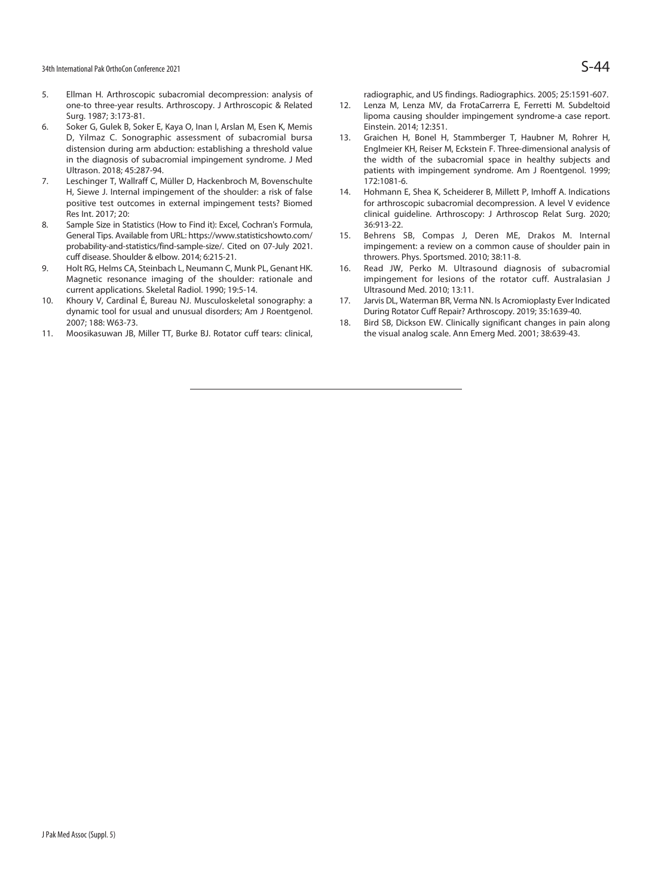5. Ellman H. Arthroscopic subacromial decompression: analysis of one-to three-year results. Arthroscopy. J Arthroscopic & Related Surg. 1987; 3:173-81.
6. Soker G, Gulek B, Soker E, Kaya O, Inan I, Arslan M, Esen K, Memis D, Yilmaz C. Sonographic assessment of subacromial bursa distension during arm abduction: establishing a threshold value in the diagnosis of subacromial impingement syndrome. J Med Ultrason. 2018; 45:287-94.
7. Leschinger T, Wallraff C, Müller D, Hackenbroch M, Bovenschulte H, Siewe J. Internal impingement of the shoulder: a risk of false positive test outcomes in external impingement tests? Biomed Res Int. 2017; 20:
8. Sample Size in Statistics (How to Find it): Excel, Cochran's Formula, General Tips. Available from URL: https://www.statisticshowto.com/probability-and-statistics/find-sample-size/. Cited on 07-July 2021. cuff disease. Shoulder & elbow. 2014; 6:215-21.
9. Holt RG, Helms CA, Steinbach L, Neumann C, Munk PL, Genant HK. Magnetic resonance imaging of the shoulder: rationale and current applications. Skeletal Radiol. 1990; 19:5-14.
10. Khoury V, Cardinal É, Bureau NJ. Musculoskeletal sonography: a dynamic tool for usual and unusual disorders; Am J Roentgenol. 2007; 188: W63-73.
11. Moosikasuwan JB, Miller TT, Burke BJ. Rotator cuff tears: clinical, radiographic, and US findings. Radiographics. 2005; 25:1591-607.
12. Lenza M, Lenza MV, da FrotaCarrerra E, Ferretti M. Subdeltoid lipoma causing shoulder impingement syndrome-a case report. Einstein. 2014; 12:351.
13. Graichen H, Bonel H, Stammberger T, Haubner M, Rohrer H, Englmeier KH, Reiser M, Eckstein F. Three-dimensional analysis of the width of the subacromial space in healthy subjects and patients with impingement syndrome. Am J Roentgenol. 1999; 172:1081-6.
14. Hohmann E, Shea K, Scheiderer B, Millett P, Imhoff A. Indications for arthroscopic subacromial decompression. A level V evidence clinical guideline. Arthroscopy: J Arthroscop Relat Surg. 2020; 36:913-22.
15. Behrens SB, Compas J, Deren ME, Drakos M. Internal impingement: a review on a common cause of shoulder pain in throwers. Phys. Sportsmed. 2010; 38:11-8.
16. Read JW, Perko M. Ultrasound diagnosis of subacromial impingement for lesions of the rotator cuff. Australasian J Ultrasound Med. 2010; 13:11.
17. Jarvis DL, Waterman BR, Verma NN. Is Acromioplasty Ever Indicated During Rotator Cuff Repair? Arthroscopy. 2019; 35:1639-40.
18. Bird SB, Dickson EW. Clinically significant changes in pain along the visual analog scale. Ann Emerg Med. 2001; 38:639-43.